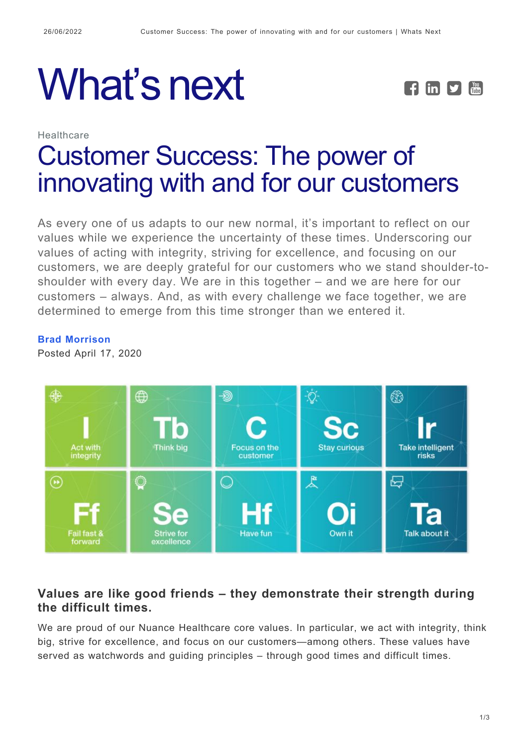# What's next

Healthcare

## Customer Success: The power of innovating with and for our customers

As every one of us adapts to our new normal, it's important to reflect on our values while we experience the uncertainty of these times. Underscoring our values of acting with integrity, striving for excellence, and focusing on our customers, we are deeply grateful for our customers who we stand shoulder-to-shoulder with every day. We are in this together – and we are here for our customers – always. And, as with every challenge we face together, we are determined to emerge from this time stronger than we entered it.

**Brad Morrison**
Posted April 17, 2020

### Values are like good friends – they demonstrate their strength during the difficult times.

We are proud of our Nuance Healthcare core values. In particular, we act with integrity, think big, strive for excellence, and focus on our customers—among others. These values have served as watchwords and guiding principles – through good times and difficult times.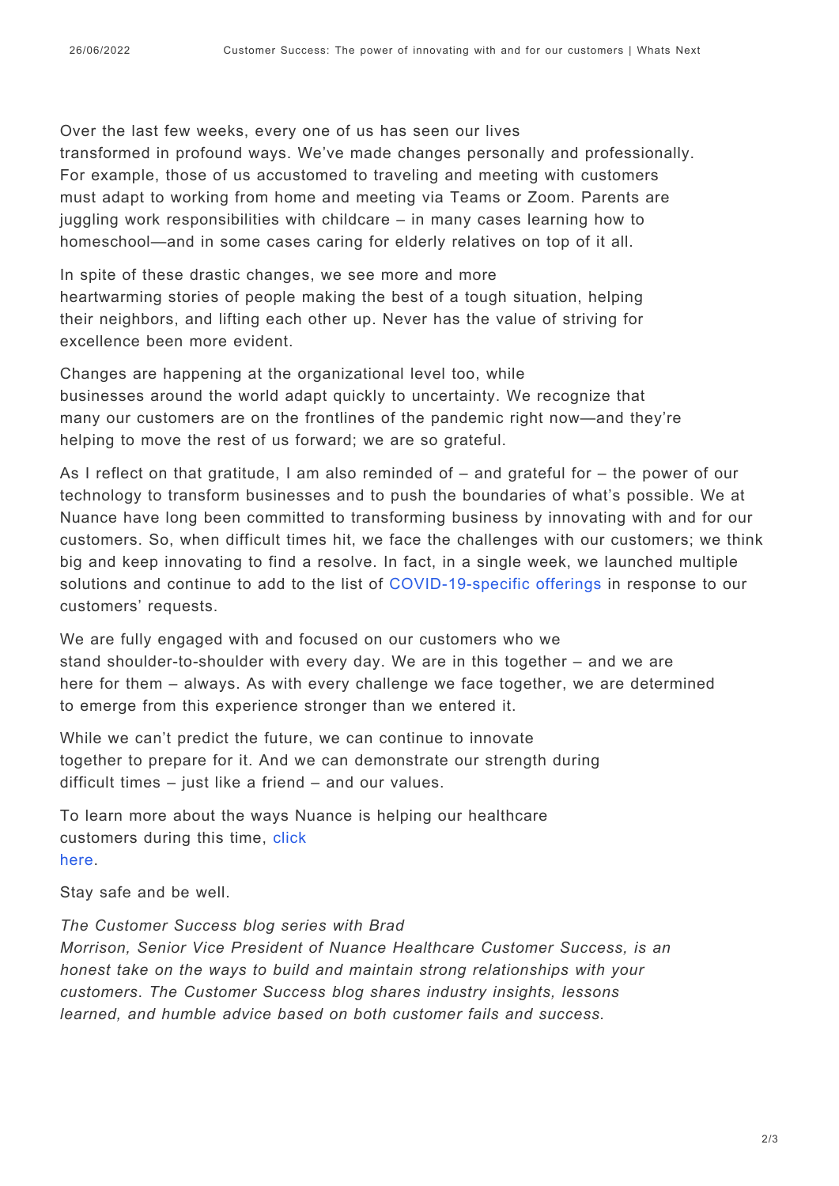Over the last few weeks, every one of us has seen our lives transformed in profound ways. We've made changes personally and professionally. For example, those of us accustomed to traveling and meeting with customers must adapt to working from home and meeting via Teams or Zoom. Parents are juggling work responsibilities with childcare – in many cases learning how to homeschool—and in some cases caring for elderly relatives on top of it all.

In spite of these drastic changes, we see more and more heartwarming stories of people making the best of a tough situation, helping their neighbors, and lifting each other up. Never has the value of striving for excellence been more evident.

Changes are happening at the organizational level too, while businesses around the world adapt quickly to uncertainty. We recognize that many our customers are on the frontlines of the pandemic right now—and they're helping to move the rest of us forward; we are so grateful.

As I reflect on that gratitude, I am also reminded of – and grateful for – the power of our technology to transform businesses and to push the boundaries of what's possible. We at Nuance have long been committed to transforming business by innovating with and for our customers. So, when difficult times hit, we face the challenges with our customers; we think big and keep innovating to find a resolve. In fact, in a single week, we launched multiple solutions and continue to add to the list of COVID-19-specific offerings in response to our customers' requests.

We are fully engaged with and focused on our customers who we stand shoulder-to-shoulder with every day. We are in this together – and we are here for them – always. As with every challenge we face together, we are determined to emerge from this experience stronger than we entered it.

While we can't predict the future, we can continue to innovate together to prepare for it. And we can demonstrate our strength during difficult times – just like a friend – and our values.

To learn more about the ways Nuance is helping our healthcare customers during this time, click here.

Stay safe and be well.

*The Customer Success blog series with Brad Morrison, Senior Vice President of Nuance Healthcare Customer Success, is an honest take on the ways to build and maintain strong relationships with your customers. The Customer Success blog shares industry insights, lessons learned, and humble advice based on both customer fails and success.*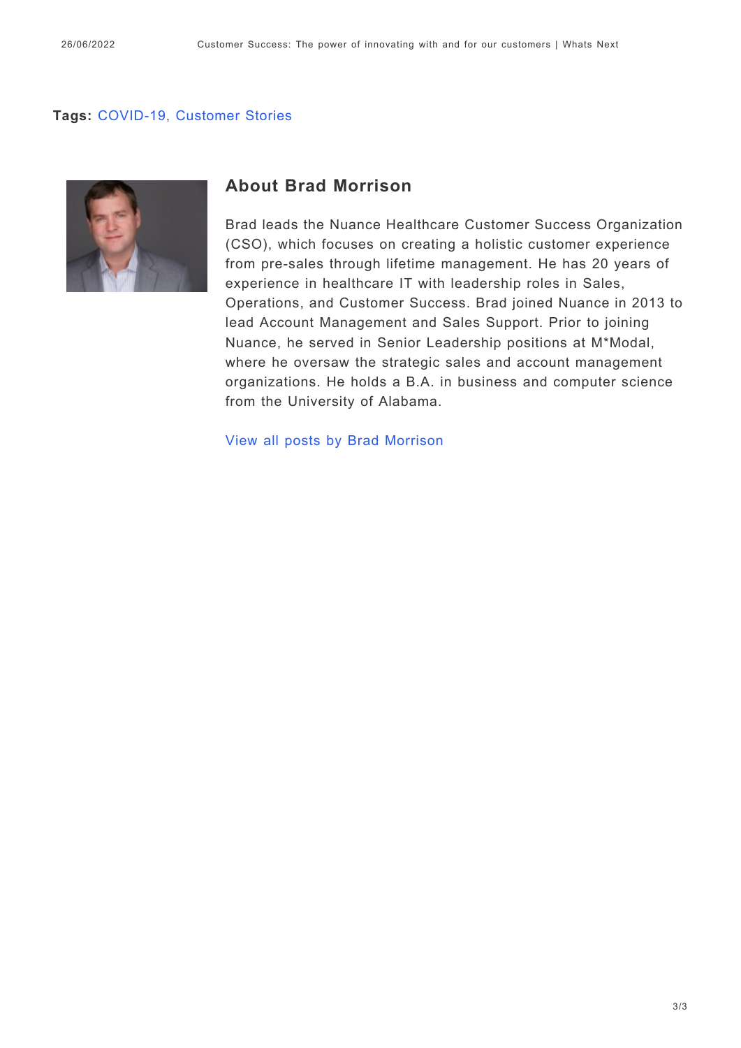**Tags:** COVID-19, Customer Stories

## About Brad Morrison

Brad leads the Nuance Healthcare Customer Success Organization (CSO), which focuses on creating a holistic customer experience from pre-sales through lifetime management. He has 20 years of experience in healthcare IT with leadership roles in Sales, Operations, and Customer Success. Brad joined Nuance in 2013 to lead Account Management and Sales Support. Prior to joining Nuance, he served in Senior Leadership positions at M*Modal, where he oversaw the strategic sales and account management organizations. He holds a B.A. in business and computer science from the University of Alabama.

View all posts by Brad Morrison